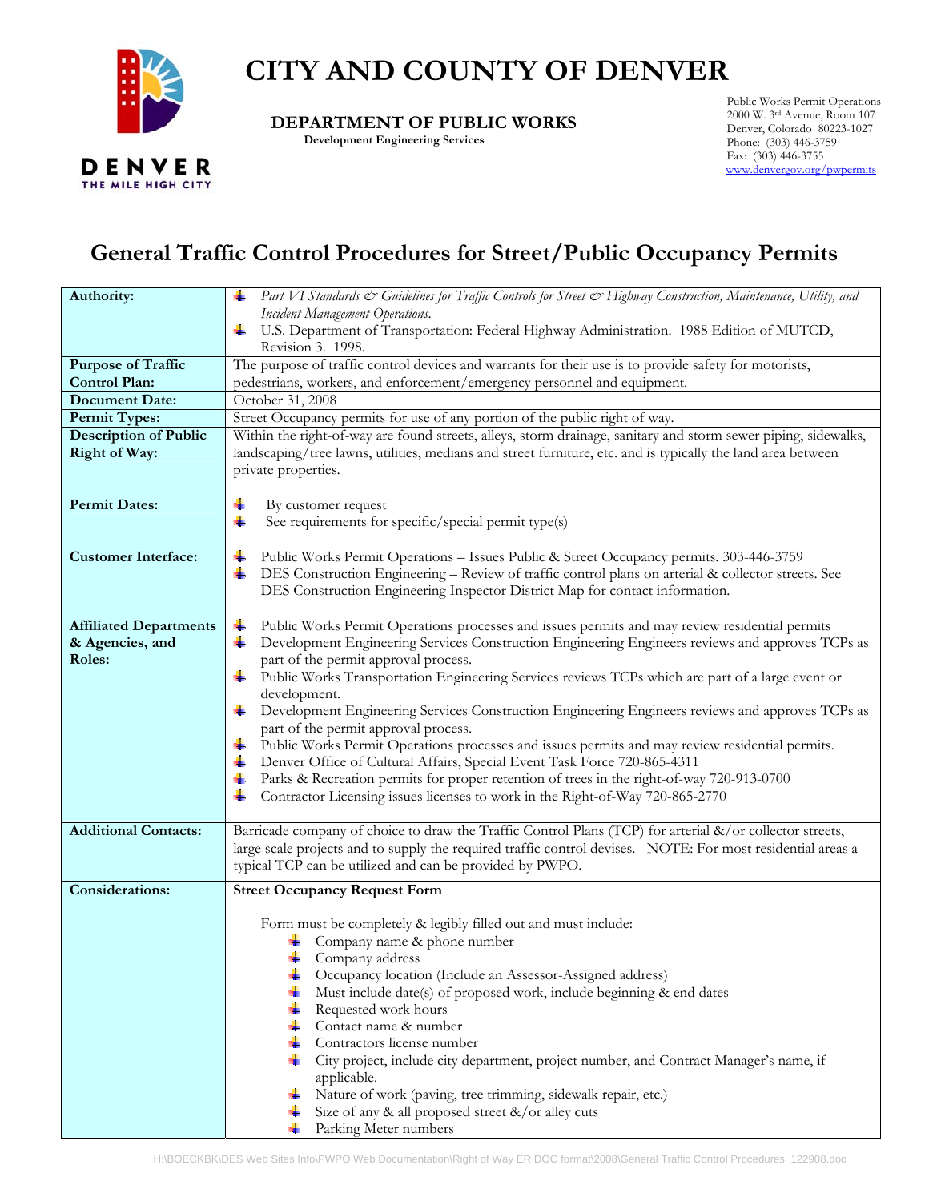# CITY AND COUNTY OF DENVER

**DEPARTMENT OF PUBLIC WORKS**
**Development Engineering Services**

Public Works Permit Operations
2000 W. 3rd Avenue, Room 107
Denver, Colorado 80223-1027
Phone: (303) 446-3759
Fax: (303) 446-3755
www.denvergov.org/pwpermits

## General Traffic Control Procedures for Street/Public Occupancy Permits

| | |
|---|---|
| **Authority:** | - *Part VI Standards & Guidelines for Traffic Controls for Street & Highway Construction, Maintenance, Utility, and Incident Management Operations.*<br>- U.S. Department of Transportation: Federal Highway Administration. 1988 Edition of MUTCD, Revision 3. 1998. |
| **Purpose of Traffic Control Plan:** | The purpose of traffic control devices and warrants for their use is to provide safety for motorists, pedestrians, workers, and enforcement/emergency personnel and equipment. |
| **Document Date:** | October 31, 2008 |
| **Permit Types:** | Street Occupancy permits for use of any portion of the public right of way. |
| **Description of Public Right of Way:** | Within the right-of-way are found streets, alleys, storm drainage, sanitary and storm sewer piping, sidewalks, landscaping/tree lawns, utilities, medians and street furniture, etc. and is typically the land area between private properties. |
| **Permit Dates:** | - By customer request<br>- See requirements for specific/special permit type(s) |
| **Customer Interface:** | - Public Works Permit Operations – Issues Public & Street Occupancy permits. 303-446-3759<br>- DES Construction Engineering – Review of traffic control plans on arterial & collector streets. See DES Construction Engineering Inspector District Map for contact information. |
| **Affiliated Departments & Agencies, and Roles:** | - Public Works Permit Operations processes and issues permits and may review residential permits<br>- Development Engineering Services Construction Engineering Engineers reviews and approves TCPs as part of the permit approval process.<br>- Public Works Transportation Engineering Services reviews TCPs which are part of a large event or development.<br>- Development Engineering Services Construction Engineering Engineers reviews and approves TCPs as part of the permit approval process.<br>- Public Works Permit Operations processes and issues permits and may review residential permits.<br>- Denver Office of Cultural Affairs, Special Event Task Force 720-865-4311<br>- Parks & Recreation permits for proper retention of trees in the right-of-way 720-913-0700<br>- Contractor Licensing issues licenses to work in the Right-of-Way 720-865-2770 |
| **Additional Contacts:** | Barricade company of choice to draw the Traffic Control Plans (TCP) for arterial &/or collector streets, large scale projects and to supply the required traffic control devises. NOTE: For most residential areas a typical TCP can be utilized and can be provided by PWPO. |
| **Considerations:** | **Street Occupancy Request Form**<br><br>Form must be completely & legibly filled out and must include:<br>- Company name & phone number<br>- Company address<br>- Occupancy location (Include an Assessor-Assigned address)<br>- Must include date(s) of proposed work, include beginning & end dates<br>- Requested work hours<br>- Contact name & number<br>- Contractors license number<br>- City project, include city department, project number, and Contract Manager's name, if applicable.<br>- Nature of work (paving, tree trimming, sidewalk repair, etc.)<br>- Size of any & all proposed street &/or alley cuts<br>- Parking Meter numbers |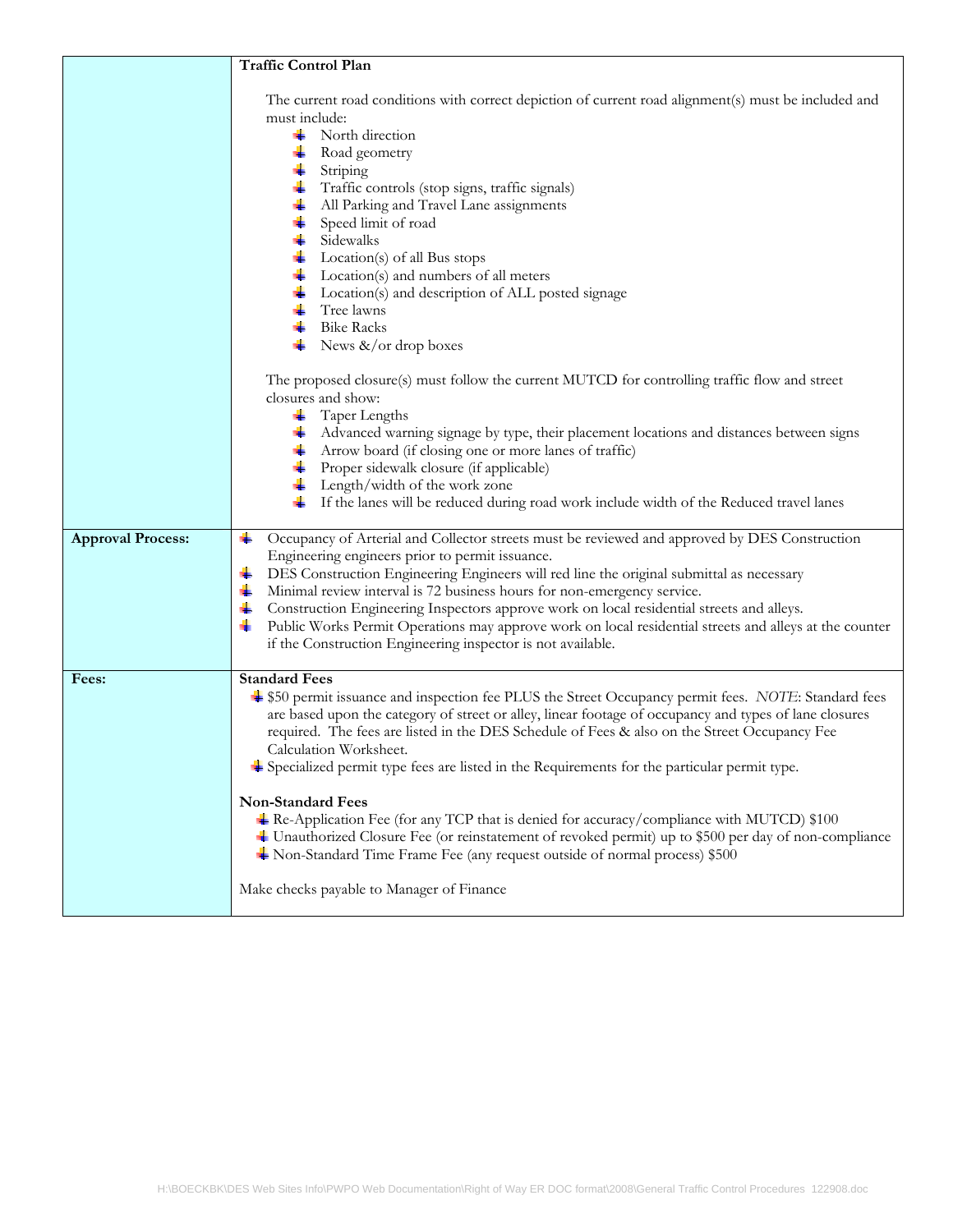| | |
|---|---|
| | **Traffic Control Plan**<br><br>The current road conditions with correct depiction of current road alignment(s) must be included and must include:<br>- North direction<br>- Road geometry<br>- Striping<br>- Traffic controls (stop signs, traffic signals)<br>- All Parking and Travel Lane assignments<br>- Speed limit of road<br>- Sidewalks<br>- Location(s) of all Bus stops<br>- Location(s) and numbers of all meters<br>- Location(s) and description of ALL posted signage<br>- Tree lawns<br>- Bike Racks<br>- News &/or drop boxes<br><br>The proposed closure(s) must follow the current MUTCD for controlling traffic flow and street closures and show:<br>- Taper Lengths<br>- Advanced warning signage by type, their placement locations and distances between signs<br>- Arrow board (if closing one or more lanes of traffic)<br>- Proper sidewalk closure (if applicable)<br>- Length/width of the work zone<br>- If the lanes will be reduced during road work include width of the Reduced travel lanes |
| **Approval Process:** | - Occupancy of Arterial and Collector streets must be reviewed and approved by DES Construction Engineering engineers prior to permit issuance.<br>- DES Construction Engineering Engineers will red line the original submittal as necessary<br>- Minimal review interval is 72 business hours for non-emergency service.<br>- Construction Engineering Inspectors approve work on local residential streets and alleys.<br>- Public Works Permit Operations may approve work on local residential streets and alleys at the counter if the Construction Engineering inspector is not available. |
| **Fees:** | **Standard Fees**<br>- $50 permit issuance and inspection fee PLUS the Street Occupancy permit fees. *NOTE*: Standard fees are based upon the category of street or alley, linear footage of occupancy and types of lane closures required. The fees are listed in the DES Schedule of Fees & also on the Street Occupancy Fee Calculation Worksheet.<br>- Specialized permit type fees are listed in the Requirements for the particular permit type.<br><br>**Non-Standard Fees**<br>- Re-Application Fee (for any TCP that is denied for accuracy/compliance with MUTCD) $100<br>- Unauthorized Closure Fee (or reinstatement of revoked permit) up to $500 per day of non-compliance<br>- Non-Standard Time Frame Fee (any request outside of normal process) $500<br><br>Make checks payable to Manager of Finance |